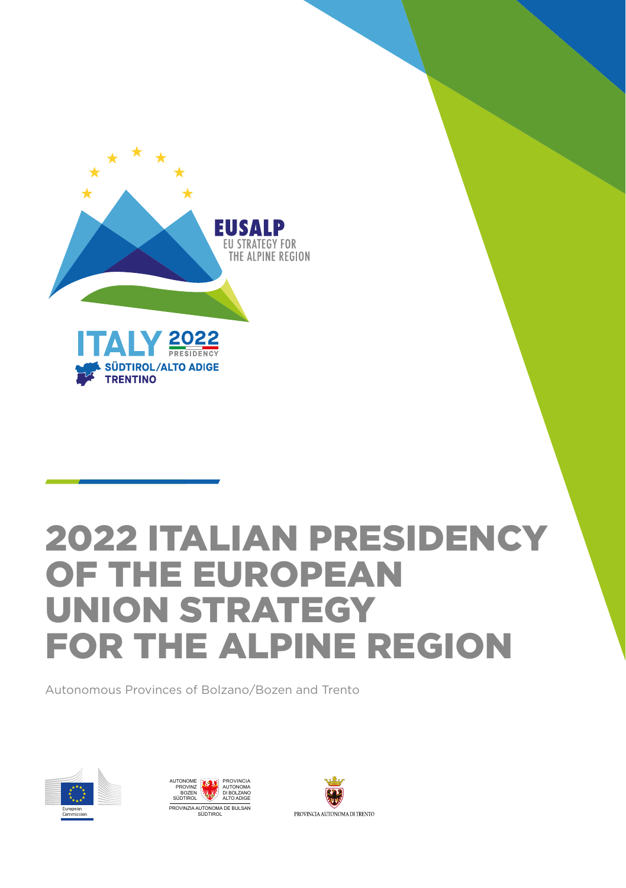EUSALP

EU STRATEGY FOR THE ALPINE REGION

ITALY 2022 PRESIDENCY

SÜDTIROL/ALTO ADIGE

TRENTINO

# 2022 ITALIAN PRESIDENCY OF THE EUROPEAN UNION STRATEGY FOR THE ALPINE REGION

Autonomous Provinces of Bolzano/Bozen and Trento

European Commission

AUTONOME PROVINZ BOZEN SÜDTIROL

PROVINCIA AUTONOMA DI BOLZANO ALTO ADIGE

PROVINZIA AUTONOMA DE BULSAN SÜDTIROL

PROVINCIA AUTONOMA DI TRENTO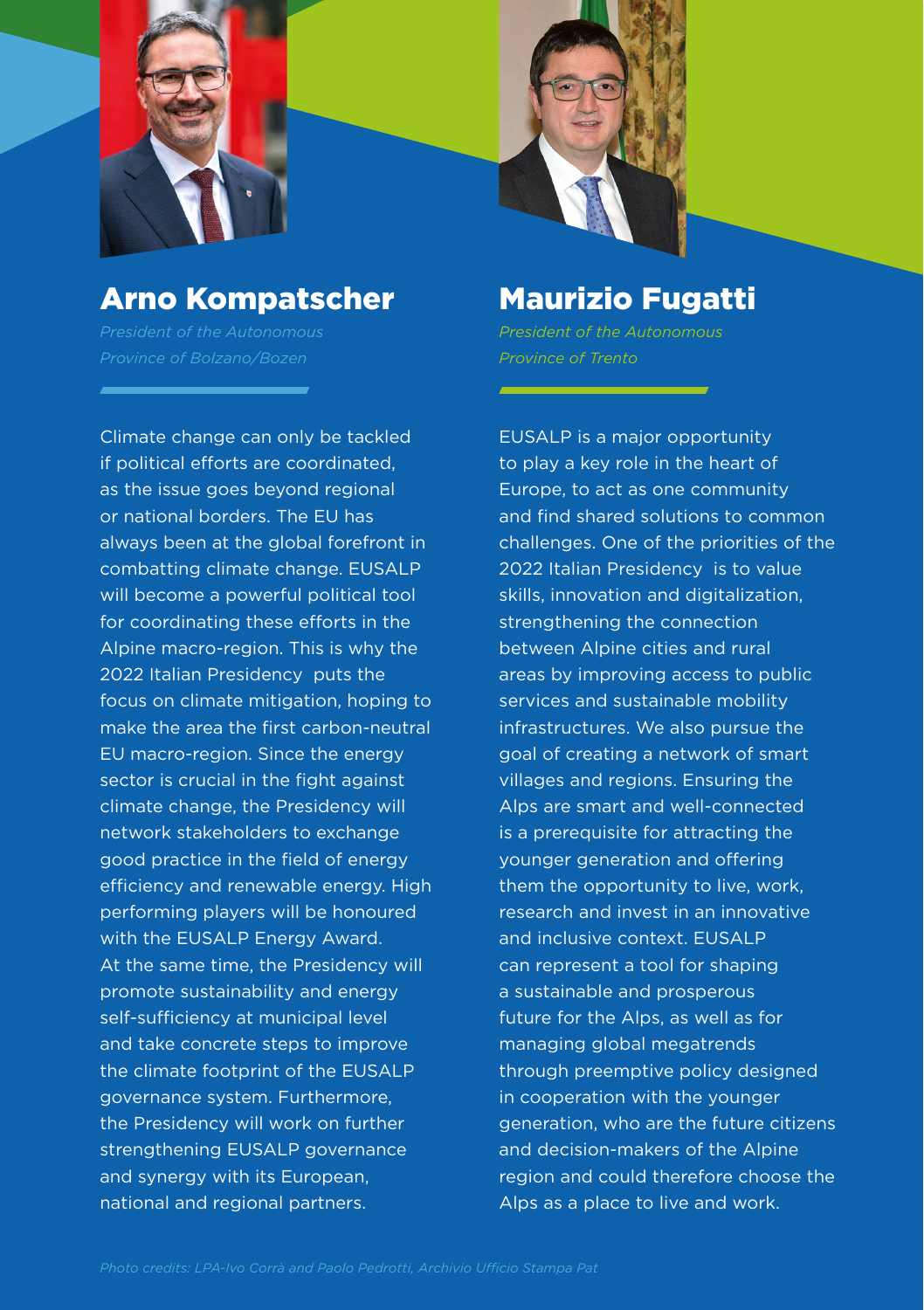## Arno Kompatscher

*President of the Autonomous Province of Bolzano/Bozen*

Climate change can only be tackled if political efforts are coordinated, as the issue goes beyond regional or national borders. The EU has always been at the global forefront in combatting climate change. EUSALP will become a powerful political tool for coordinating these efforts in the Alpine macro-region. This is why the 2022 Italian Presidency puts the focus on climate mitigation, hoping to make the area the first carbon-neutral EU macro-region. Since the energy sector is crucial in the fight against climate change, the Presidency will network stakeholders to exchange good practice in the field of energy efficiency and renewable energy. High performing players will be honoured with the EUSALP Energy Award. At the same time, the Presidency will promote sustainability and energy self-sufficiency at municipal level and take concrete steps to improve the climate footprint of the EUSALP governance system. Furthermore, the Presidency will work on further strengthening EUSALP governance and synergy with its European, national and regional partners.

## Maurizio Fugatti

*President of the Autonomous Province of Trento*

EUSALP is a major opportunity to play a key role in the heart of Europe, to act as one community and find shared solutions to common challenges. One of the priorities of the 2022 Italian Presidency is to value skills, innovation and digitalization, strengthening the connection between Alpine cities and rural areas by improving access to public services and sustainable mobility infrastructures. We also pursue the goal of creating a network of smart villages and regions. Ensuring the Alps are smart and well-connected is a prerequisite for attracting the younger generation and offering them the opportunity to live, work, research and invest in an innovative and inclusive context. EUSALP can represent a tool for shaping a sustainable and prosperous future for the Alps, as well as for managing global megatrends through preemptive policy designed in cooperation with the younger generation, who are the future citizens and decision-makers of the Alpine region and could therefore choose the Alps as a place to live and work.

*Photo credits: LPA-Ivo Corrà and Paolo Pedrotti, Archivio Ufficio Stampa Pat*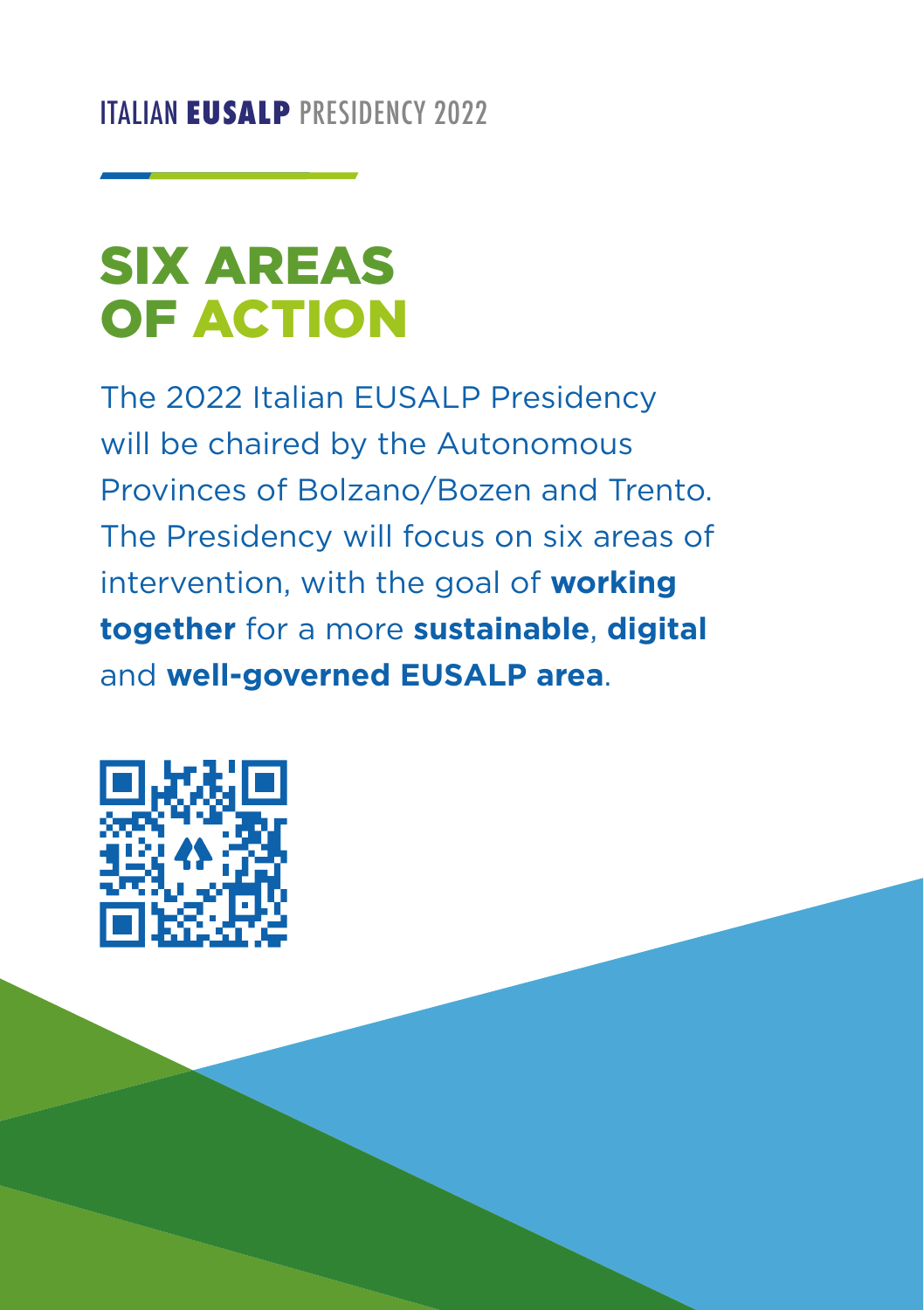ITALIAN **EUSALP** PRESIDENCY 2022

# SIX AREAS OF ACTION

The 2022 Italian EUSALP Presidency will be chaired by the Autonomous Provinces of Bolzano/Bozen and Trento. The Presidency will focus on six areas of intervention, with the goal of **working together** for a more **sustainable**, **digital** and **well-governed EUSALP area**.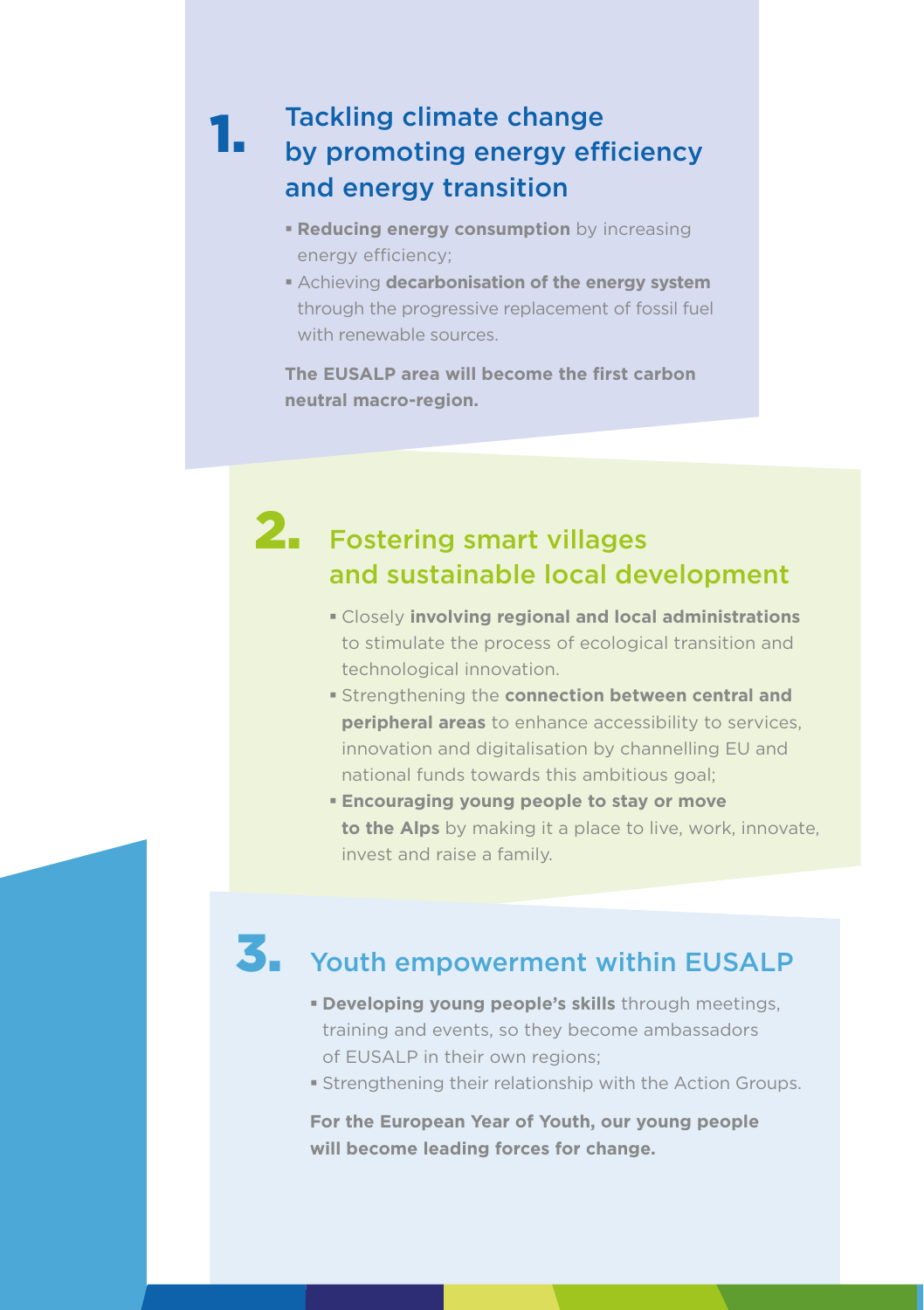## 1. Tackling climate change by promoting energy efficiency and energy transition

- **Reducing energy consumption** by increasing energy efficiency;
- Achieving **decarbonisation of the energy system** through the progressive replacement of fossil fuel with renewable sources.

**The EUSALP area will become the first carbon neutral macro-region.**

## 2. Fostering smart villages and sustainable local development

- Closely **involving regional and local administrations** to stimulate the process of ecological transition and technological innovation.
- Strengthening the **connection between central and peripheral areas** to enhance accessibility to services, innovation and digitalisation by channelling EU and national funds towards this ambitious goal;
- **Encouraging young people to stay or move to the Alps** by making it a place to live, work, innovate, invest and raise a family.

## 3. Youth empowerment within EUSALP

- **Developing young people's skills** through meetings, training and events, so they become ambassadors of EUSALP in their own regions;
- Strengthening their relationship with the Action Groups.

**For the European Year of Youth, our young people will become leading forces for change.**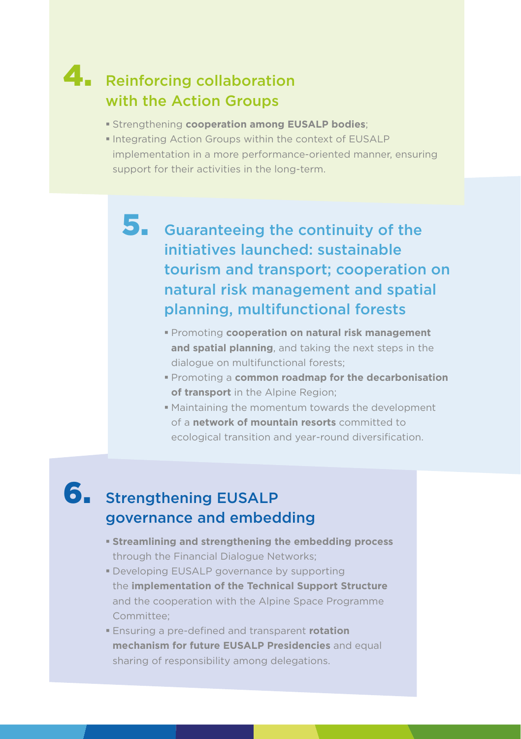## 4. Reinforcing collaboration with the Action Groups

- Strengthening **cooperation among EUSALP bodies**;
- Integrating Action Groups within the context of EUSALP implementation in a more performance-oriented manner, ensuring support for their activities in the long-term.

## 5. Guaranteeing the continuity of the initiatives launched: sustainable tourism and transport; cooperation on natural risk management and spatial planning, multifunctional forests

- Promoting **cooperation on natural risk management and spatial planning**, and taking the next steps in the dialogue on multifunctional forests;
- Promoting a **common roadmap for the decarbonisation of transport** in the Alpine Region;
- Maintaining the momentum towards the development of a **network of mountain resorts** committed to ecological transition and year-round diversification.

## 6. Strengthening EUSALP governance and embedding

- **Streamlining and strengthening the embedding process** through the Financial Dialogue Networks;
- Developing EUSALP governance by supporting the **implementation of the Technical Support Structure** and the cooperation with the Alpine Space Programme Committee;
- Ensuring a pre-defined and transparent **rotation mechanism for future EUSALP Presidencies** and equal sharing of responsibility among delegations.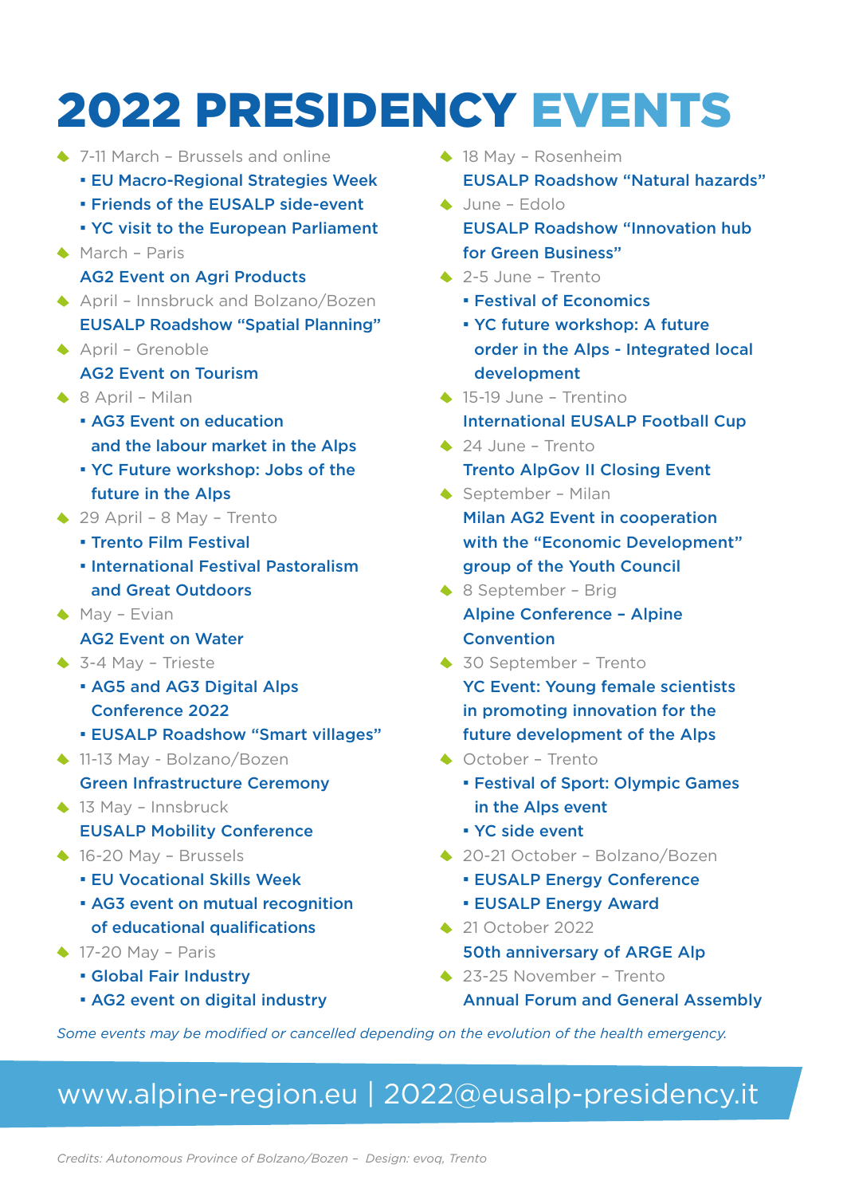# 2022 PRESIDENCY EVENTS

- 7-11 March – Brussels and online
  - **EU Macro-Regional Strategies Week**
  - **Friends of the EUSALP side-event**
  - **YC visit to the European Parliament**
- March – Paris
  **AG2 Event on Agri Products**
- April – Innsbruck and Bolzano/Bozen
  **EUSALP Roadshow "Spatial Planning"**
- April – Grenoble
  **AG2 Event on Tourism**
- 8 April – Milan
  - **AG3 Event on education and the labour market in the Alps**
  - **YC Future workshop: Jobs of the future in the Alps**
- 29 April – 8 May – Trento
  - **Trento Film Festival**
  - **International Festival Pastoralism and Great Outdoors**
- May – Evian
  **AG2 Event on Water**
- 3-4 May – Trieste
  - **AG5 and AG3 Digital Alps Conference 2022**
  - **EUSALP Roadshow "Smart villages"**
- 11-13 May - Bolzano/Bozen
  **Green Infrastructure Ceremony**
- 13 May – Innsbruck
  **EUSALP Mobility Conference**
- 16-20 May – Brussels
  - **EU Vocational Skills Week**
  - **AG3 event on mutual recognition of educational qualifications**
- 17-20 May – Paris
  - **Global Fair Industry**
  - **AG2 event on digital industry**
- 18 May – Rosenheim
  **EUSALP Roadshow "Natural hazards"**
- June – Edolo
  **EUSALP Roadshow "Innovation hub for Green Business"**
- 2-5 June – Trento
  - **Festival of Economics**
  - **YC future workshop: A future order in the Alps - Integrated local development**
- 15-19 June – Trentino
  **International EUSALP Football Cup**
- 24 June – Trento
  **Trento AlpGov II Closing Event**
- September – Milan
  **Milan AG2 Event in cooperation with the "Economic Development" group of the Youth Council**
- 8 September – Brig
  **Alpine Conference – Alpine Convention**
- 30 September – Trento
  **YC Event: Young female scientists in promoting innovation for the future development of the Alps**
- October – Trento
  - **Festival of Sport: Olympic Games in the Alps event**
  - **YC side event**
- 20-21 October – Bolzano/Bozen
  - **EUSALP Energy Conference**
  - **EUSALP Energy Award**
- 21 October 2022
  **50th anniversary of ARGE Alp**
- 23-25 November – Trento
  **Annual Forum and General Assembly**

*Some events may be modified or cancelled depending on the evolution of the health emergency.*

www.alpine-region.eu | 2022@eusalp-presidency.it

*Credits: Autonomous Province of Bolzano/Bozen – Design: evoq, Trento*